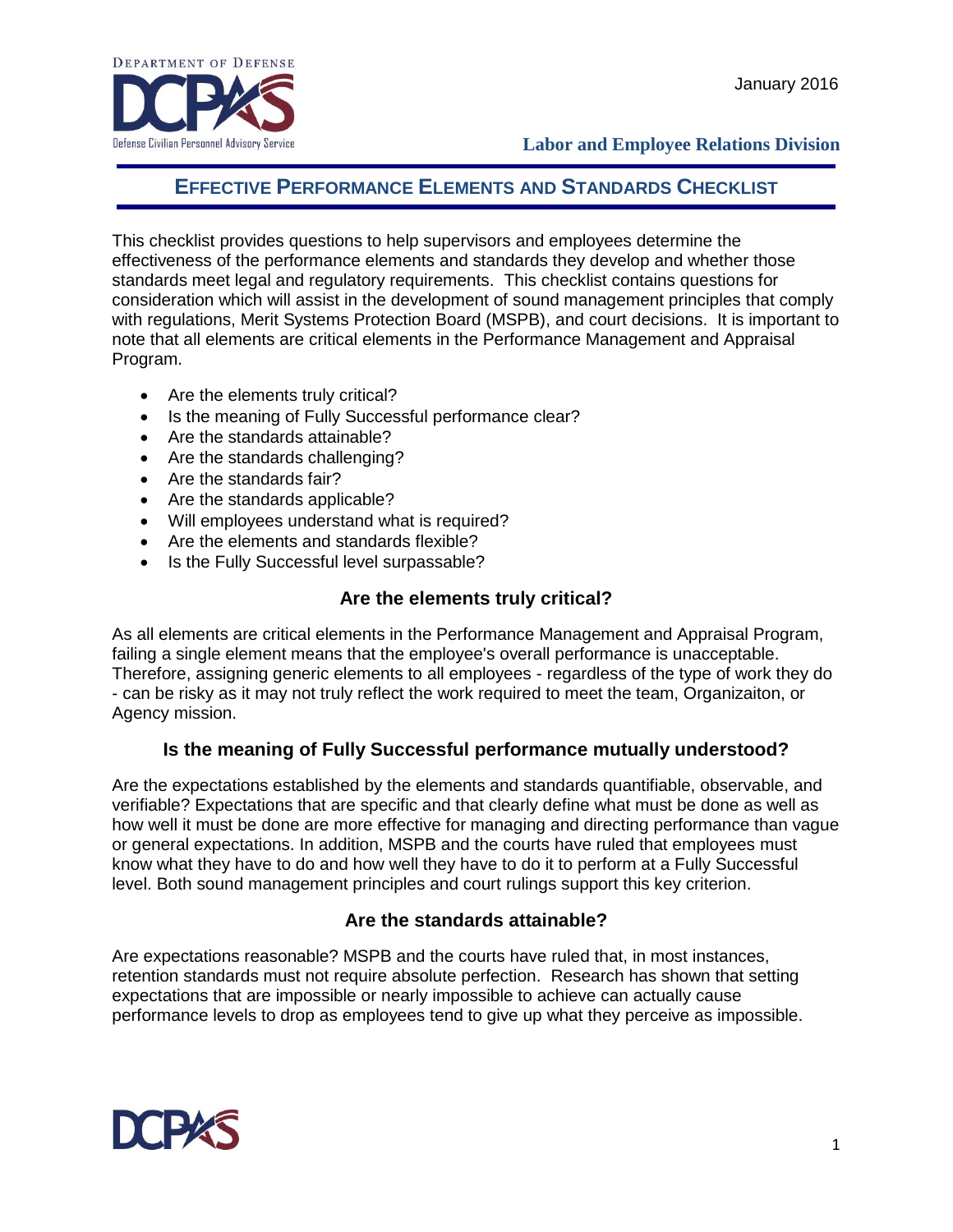January 2016

**Labor and Employee Relations Division**

# EFFECTIVE PERFORMANCE ELEMENTS AND STANDARDS CHECKLIST

This checklist provides questions to help supervisors and employees determine the effectiveness of the performance elements and standards they develop and whether those standards meet legal and regulatory requirements. This checklist contains questions for consideration which will assist in the development of sound management principles that comply with regulations, Merit Systems Protection Board (MSPB), and court decisions. It is important to note that all elements are critical elements in the Performance Management and Appraisal Program.

- Are the elements truly critical?
- Is the meaning of Fully Successful performance clear?
- Are the standards attainable?
- Are the standards challenging?
- Are the standards fair?
- Are the standards applicable?
- Will employees understand what is required?
- Are the elements and standards flexible?
- Is the Fully Successful level surpassable?

## Are the elements truly critical?

As all elements are critical elements in the Performance Management and Appraisal Program, failing a single element means that the employee's overall performance is unacceptable. Therefore, assigning generic elements to all employees - regardless of the type of work they do - can be risky as it may not truly reflect the work required to meet the team, Organizaiton, or Agency mission.

## Is the meaning of Fully Successful performance mutually understood?

Are the expectations established by the elements and standards quantifiable, observable, and verifiable? Expectations that are specific and that clearly define what must be done as well as how well it must be done are more effective for managing and directing performance than vague or general expectations. In addition, MSPB and the courts have ruled that employees must know what they have to do and how well they have to do it to perform at a Fully Successful level. Both sound management principles and court rulings support this key criterion.

## Are the standards attainable?

Are expectations reasonable? MSPB and the courts have ruled that, in most instances, retention standards must not require absolute perfection. Research has shown that setting expectations that are impossible or nearly impossible to achieve can actually cause performance levels to drop as employees tend to give up what they perceive as impossible.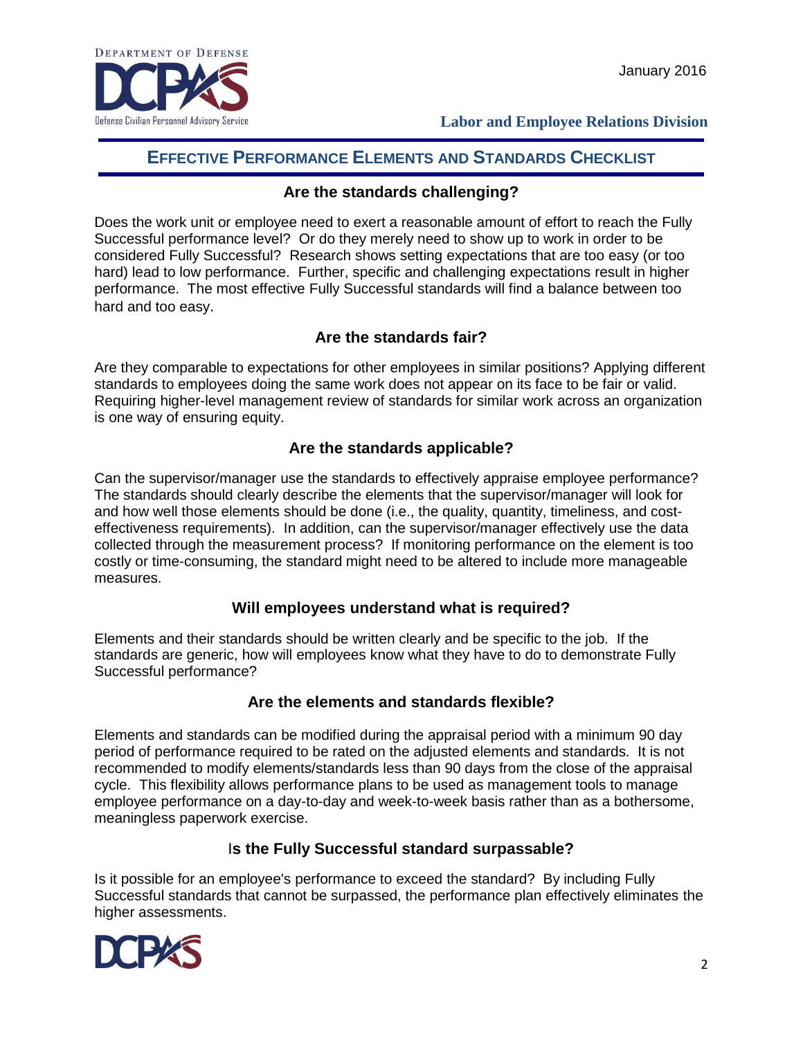January 2016

**Labor and Employee Relations Division**

## EFFECTIVE PERFORMANCE ELEMENTS AND STANDARDS CHECKLIST

### Are the standards challenging?

Does the work unit or employee need to exert a reasonable amount of effort to reach the Fully Successful performance level? Or do they merely need to show up to work in order to be considered Fully Successful? Research shows setting expectations that are too easy (or too hard) lead to low performance. Further, specific and challenging expectations result in higher performance. The most effective Fully Successful standards will find a balance between too hard and too easy.

### Are the standards fair?

Are they comparable to expectations for other employees in similar positions? Applying different standards to employees doing the same work does not appear on its face to be fair or valid. Requiring higher-level management review of standards for similar work across an organization is one way of ensuring equity.

### Are the standards applicable?

Can the supervisor/manager use the standards to effectively appraise employee performance? The standards should clearly describe the elements that the supervisor/manager will look for and how well those elements should be done (i.e., the quality, quantity, timeliness, and cost-effectiveness requirements). In addition, can the supervisor/manager effectively use the data collected through the measurement process? If monitoring performance on the element is too costly or time-consuming, the standard might need to be altered to include more manageable measures.

### Will employees understand what is required?

Elements and their standards should be written clearly and be specific to the job. If the standards are generic, how will employees know what they have to do to demonstrate Fully Successful performance?

### Are the elements and standards flexible?

Elements and standards can be modified during the appraisal period with a minimum 90 day period of performance required to be rated on the adjusted elements and standards. It is not recommended to modify elements/standards less than 90 days from the close of the appraisal cycle. This flexibility allows performance plans to be used as management tools to manage employee performance on a day-to-day and week-to-week basis rather than as a bothersome, meaningless paperwork exercise.

### Is the Fully Successful standard surpassable?

Is it possible for an employee's performance to exceed the standard? By including Fully Successful standards that cannot be surpassed, the performance plan effectively eliminates the higher assessments.